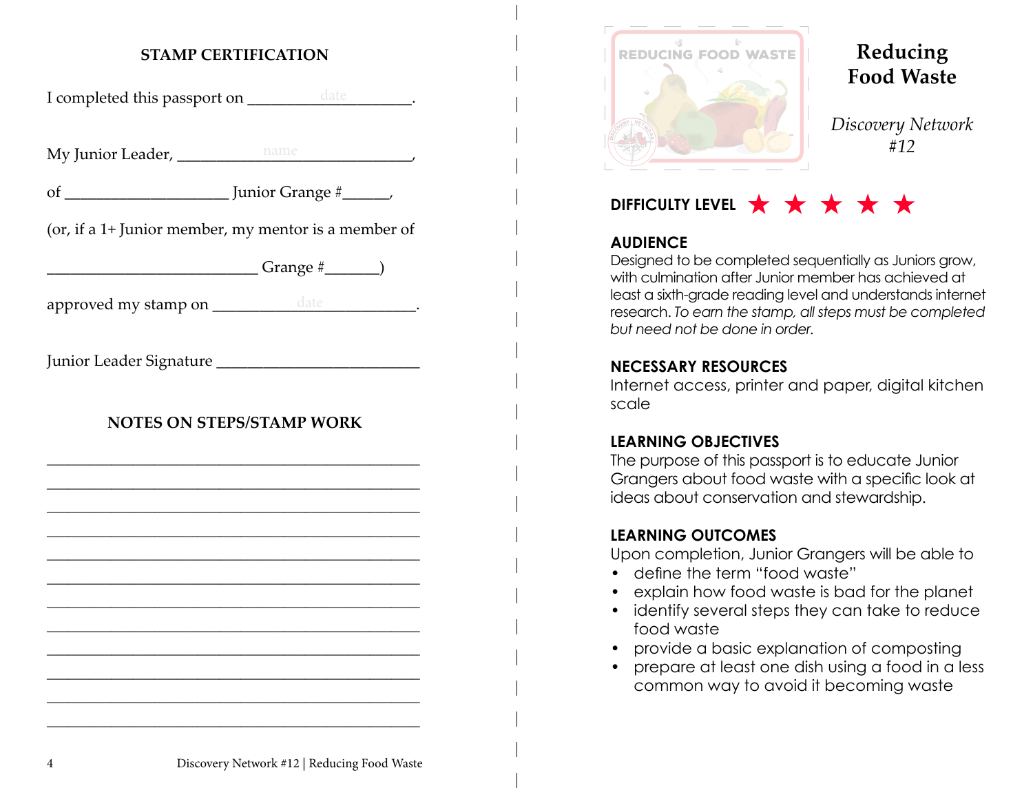## STAMP CERTIFICATION

I completed this passport on ____________date____________.

My Junior Leader, ________________name________________,

of ____________________ Junior Grange #______,

(or, if a 1+ Junior member, my mentor is a member of

__________________________ Grange #_______)

approved my stamp on ______________date______________.

Junior Leader Signature __________________________

## NOTES ON STEPS/STAMP WORK

______________________________________________

______________________________________________

______________________________________________

______________________________________________

______________________________________________

______________________________________________

______________________________________________

______________________________________________

______________________________________________

______________________________________________

______________________________________________

______________________________________________

# Reducing Food Waste

*Discovery Network #12*

**DIFFICULTY LEVEL** ★ ★ ★ ★ ★

**AUDIENCE**

Designed to be completed sequentially as Juniors grow, with culmination after Junior member has achieved at least a sixth-grade reading level and understands internet research. *To earn the stamp, all steps must be completed but need not be done in order.*

**NECESSARY RESOURCES**

Internet access, printer and paper, digital kitchen scale

**LEARNING OBJECTIVES**

The purpose of this passport is to educate Junior Grangers about food waste with a specific look at ideas about conservation and stewardship.

**LEARNING OUTCOMES**

Upon completion, Junior Grangers will be able to

- define the term "food waste"
- explain how food waste is bad for the planet
- identify several steps they can take to reduce food waste
- provide a basic explanation of composting
- prepare at least one dish using a food in a less common way to avoid it becoming waste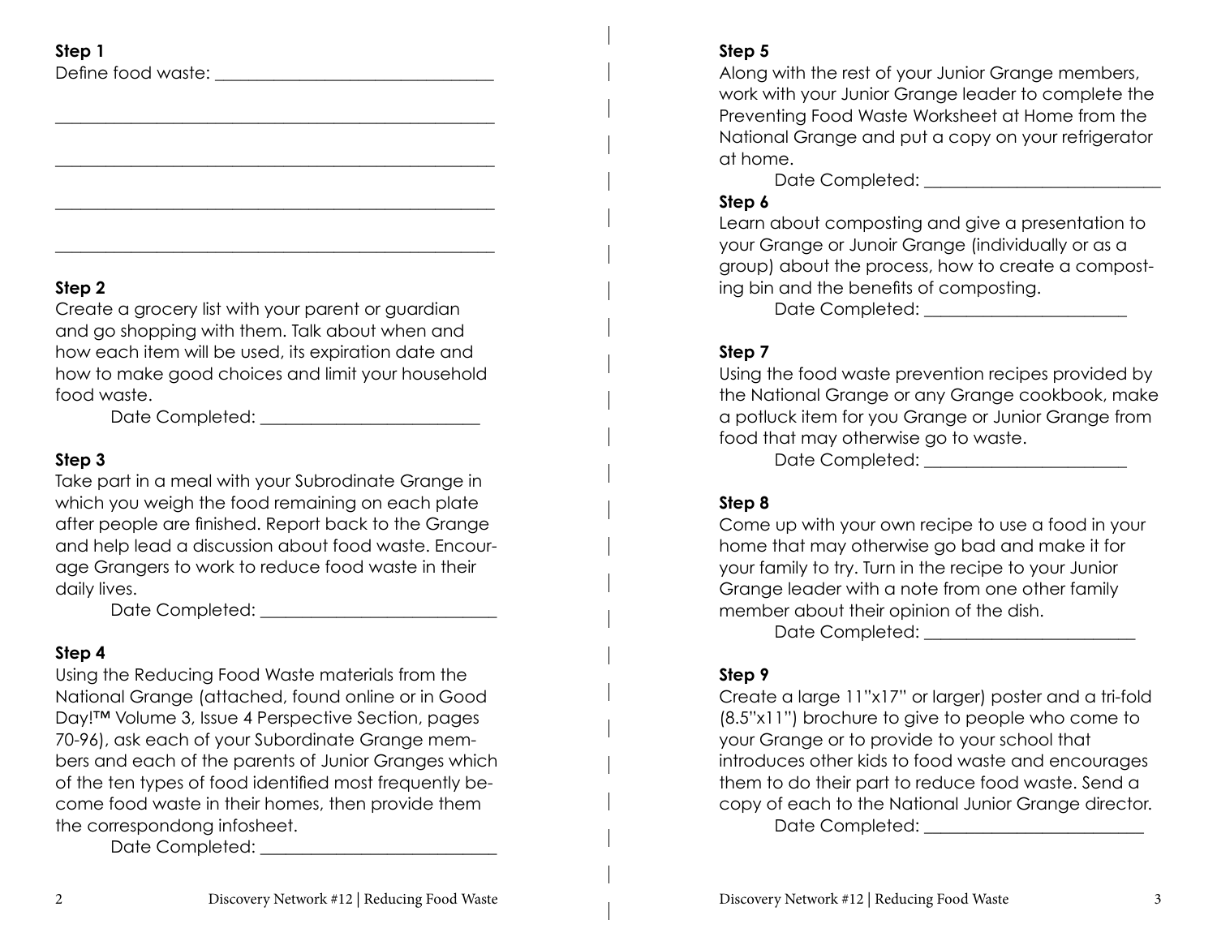**Step 1**

Define food waste: ________________________________

__________________________________________________

__________________________________________________

__________________________________________________

__________________________________________________

**Step 2**

Create a grocery list with your parent or guardian and go shopping with them. Talk about when and how each item will be used, its expiration date and how to make good choices and limit your household food waste.

Date Completed: _________________________

**Step 3**

Take part in a meal with your Subrodinate Grange in which you weigh the food remaining on each plate after people are finished. Report back to the Grange and help lead a discussion about food waste. Encourage Grangers to work to reduce food waste in their daily lives.

Date Completed: ___________________________

**Step 4**

Using the Reducing Food Waste materials from the National Grange (attached, found online or in Good Day!™ Volume 3, Issue 4 Perspective Section, pages 70-96), ask each of your Subordinate Grange members and each of the parents of Junior Granges which of the ten types of food identified most frequently become food waste in their homes, then provide them the correspondong infosheet.

Date Completed: ___________________________

**Step 5**

Along with the rest of your Junior Grange members, work with your Junior Grange leader to complete the Preventing Food Waste Worksheet at Home from the National Grange and put a copy on your refrigerator at home.

Date Completed: ___________________________

**Step 6**

Learn about composting and give a presentation to your Grange or Junoir Grange (individually or as a group) about the process, how to create a composting bin and the benefits of composting.

Date Completed: _______________________

**Step 7**

Using the food waste prevention recipes provided by the National Grange or any Grange cookbook, make a potluck item for you Grange or Junior Grange from food that may otherwise go to waste.

Date Completed: _______________________

**Step 8**

Come up with your own recipe to use a food in your home that may otherwise go bad and make it for your family to try. Turn in the recipe to your Junior Grange leader with a note from one other family member about their opinion of the dish.

Date Completed: ________________________

**Step 9**

Create a large 11"x17" or larger) poster and a tri-fold (8.5"x11") brochure to give to people who come to your Grange or to provide to your school that introduces other kids to food waste and encourages them to do their part to reduce food waste. Send a copy of each to the National Junior Grange director.

Date Completed: _________________________